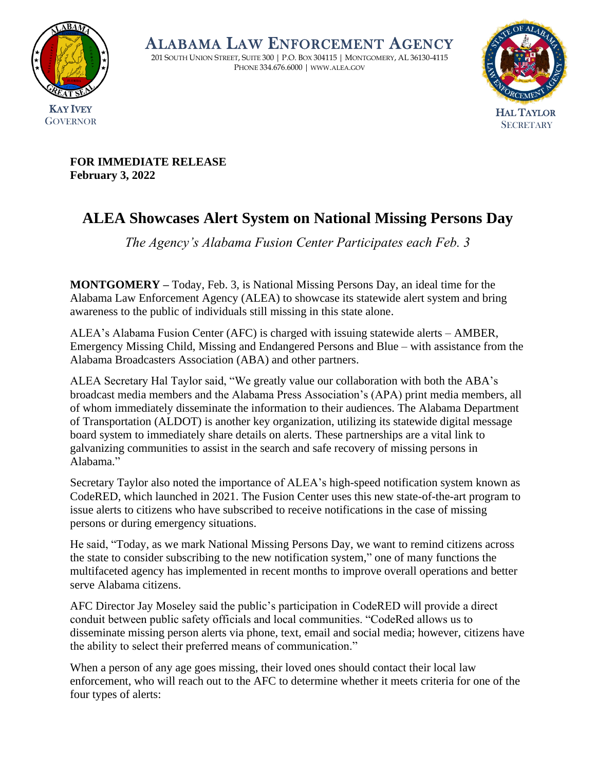**ALABAMA LAW ENFORCEMENT AGENCY**

201 SOUTH UNION STREET, SUITE 300 | P.O. BOX 304115 | MONTGOMERY, AL 36130-4115
PHONE 334.676.6000 | WWW.ALEA.GOV

KAY IVEY
GOVERNOR

HAL TAYLOR
SECRETARY

**FOR IMMEDIATE RELEASE**
**February 3, 2022**

# ALEA Showcases Alert System on National Missing Persons Day

*The Agency's Alabama Fusion Center Participates each Feb. 3*

**MONTGOMERY –** Today, Feb. 3, is National Missing Persons Day, an ideal time for the Alabama Law Enforcement Agency (ALEA) to showcase its statewide alert system and bring awareness to the public of individuals still missing in this state alone.

ALEA's Alabama Fusion Center (AFC) is charged with issuing statewide alerts – AMBER, Emergency Missing Child, Missing and Endangered Persons and Blue – with assistance from the Alabama Broadcasters Association (ABA) and other partners.

ALEA Secretary Hal Taylor said, "We greatly value our collaboration with both the ABA's broadcast media members and the Alabama Press Association's (APA) print media members, all of whom immediately disseminate the information to their audiences. The Alabama Department of Transportation (ALDOT) is another key organization, utilizing its statewide digital message board system to immediately share details on alerts. These partnerships are a vital link to galvanizing communities to assist in the search and safe recovery of missing persons in Alabama."

Secretary Taylor also noted the importance of ALEA's high-speed notification system known as CodeRED, which launched in 2021. The Fusion Center uses this new state-of-the-art program to issue alerts to citizens who have subscribed to receive notifications in the case of missing persons or during emergency situations.

He said, "Today, as we mark National Missing Persons Day, we want to remind citizens across the state to consider subscribing to the new notification system," one of many functions the multifaceted agency has implemented in recent months to improve overall operations and better serve Alabama citizens.

AFC Director Jay Moseley said the public's participation in CodeRED will provide a direct conduit between public safety officials and local communities. "CodeRed allows us to disseminate missing person alerts via phone, text, email and social media; however, citizens have the ability to select their preferred means of communication."

When a person of any age goes missing, their loved ones should contact their local law enforcement, who will reach out to the AFC to determine whether it meets criteria for one of the four types of alerts: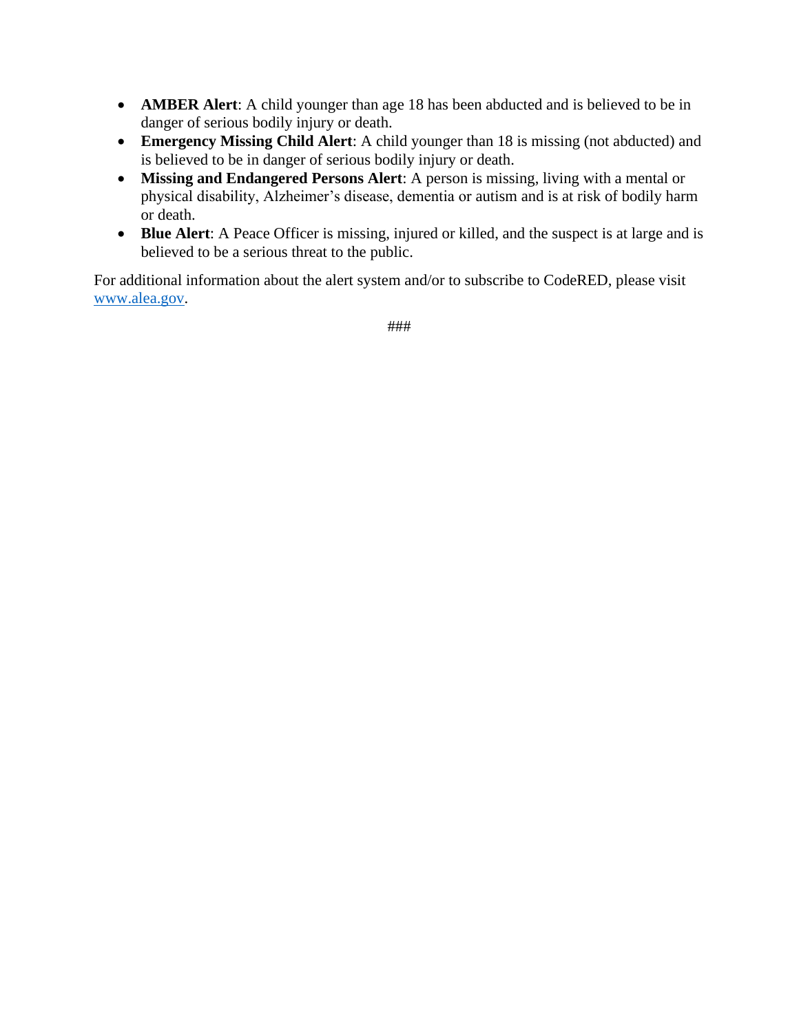- **AMBER Alert**: A child younger than age 18 has been abducted and is believed to be in danger of serious bodily injury or death.
- **Emergency Missing Child Alert**: A child younger than 18 is missing (not abducted) and is believed to be in danger of serious bodily injury or death.
- **Missing and Endangered Persons Alert**: A person is missing, living with a mental or physical disability, Alzheimer's disease, dementia or autism and is at risk of bodily harm or death.
- **Blue Alert**: A Peace Officer is missing, injured or killed, and the suspect is at large and is believed to be a serious threat to the public.

For additional information about the alert system and/or to subscribe to CodeRED, please visit [www.alea.gov](http://www.alea.gov).

###